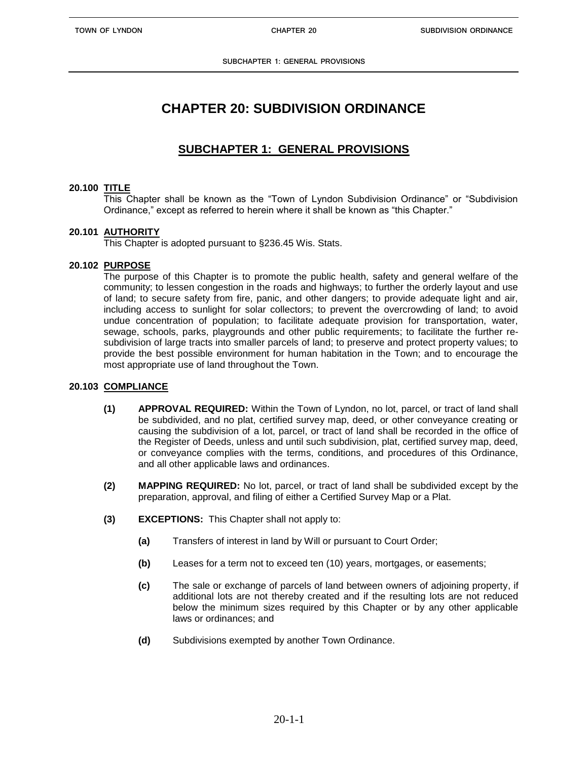# CHAPTER 20: SUBDIVISION ORDINANCE

## SUBCHAPTER 1: GENERAL PROVISIONS

### 20.100 TITLE

This Chapter shall be known as the "Town of Lyndon Subdivision Ordinance" or "Subdivision Ordinance," except as referred to herein where it shall be known as "this Chapter."

### 20.101 AUTHORITY

This Chapter is adopted pursuant to §236.45 Wis. Stats.

### 20.102 PURPOSE

The purpose of this Chapter is to promote the public health, safety and general welfare of the community; to lessen congestion in the roads and highways; to further the orderly layout and use of land; to secure safety from fire, panic, and other dangers; to provide adequate light and air, including access to sunlight for solar collectors; to prevent the overcrowding of land; to avoid undue concentration of population; to facilitate adequate provision for transportation, water, sewage, schools, parks, playgrounds and other public requirements; to facilitate the further re-subdivision of large tracts into smaller parcels of land; to preserve and protect property values; to provide the best possible environment for human habitation in the Town; and to encourage the most appropriate use of land throughout the Town.

### 20.103 COMPLIANCE

**(1) APPROVAL REQUIRED:** Within the Town of Lyndon, no lot, parcel, or tract of land shall be subdivided, and no plat, certified survey map, deed, or other conveyance creating or causing the subdivision of a lot, parcel, or tract of land shall be recorded in the office of the Register of Deeds, unless and until such subdivision, plat, certified survey map, deed, or conveyance complies with the terms, conditions, and procedures of this Ordinance, and all other applicable laws and ordinances.

**(2) MAPPING REQUIRED:** No lot, parcel, or tract of land shall be subdivided except by the preparation, approval, and filing of either a Certified Survey Map or a Plat.

**(3) EXCEPTIONS:** This Chapter shall not apply to:

- **(a)** Transfers of interest in land by Will or pursuant to Court Order;
- **(b)** Leases for a term not to exceed ten (10) years, mortgages, or easements;
- **(c)** The sale or exchange of parcels of land between owners of adjoining property, if additional lots are not thereby created and if the resulting lots are not reduced below the minimum sizes required by this Chapter or by any other applicable laws or ordinances; and
- **(d)** Subdivisions exempted by another Town Ordinance.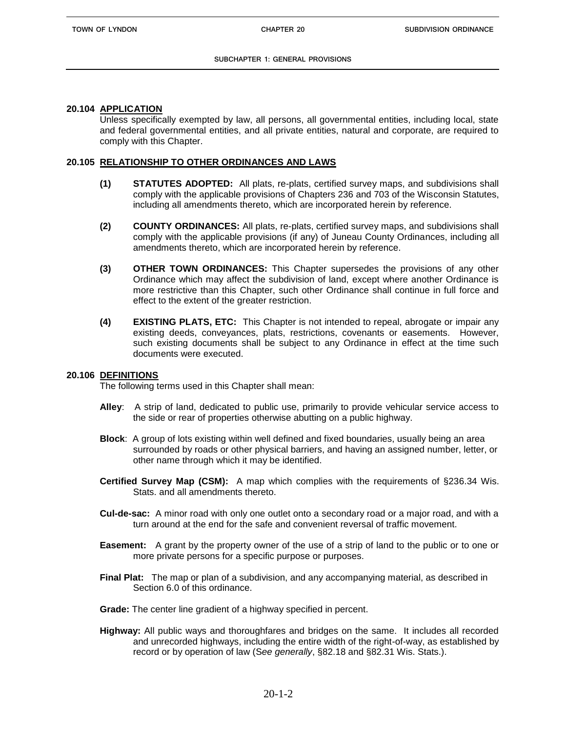### 20.104 APPLICATION

Unless specifically exempted by law, all persons, all governmental entities, including local, state and federal governmental entities, and all private entities, natural and corporate, are required to comply with this Chapter.

### 20.105 RELATIONSHIP TO OTHER ORDINANCES AND LAWS

**(1) STATUTES ADOPTED:** All plats, re-plats, certified survey maps, and subdivisions shall comply with the applicable provisions of Chapters 236 and 703 of the Wisconsin Statutes, including all amendments thereto, which are incorporated herein by reference.

**(2) COUNTY ORDINANCES:** All plats, re-plats, certified survey maps, and subdivisions shall comply with the applicable provisions (if any) of Juneau County Ordinances, including all amendments thereto, which are incorporated herein by reference.

**(3) OTHER TOWN ORDINANCES:** This Chapter supersedes the provisions of any other Ordinance which may affect the subdivision of land, except where another Ordinance is more restrictive than this Chapter, such other Ordinance shall continue in full force and effect to the extent of the greater restriction.

**(4) EXISTING PLATS, ETC:** This Chapter is not intended to repeal, abrogate or impair any existing deeds, conveyances, plats, restrictions, covenants or easements. However, such existing documents shall be subject to any Ordinance in effect at the time such documents were executed.

### 20.106 DEFINITIONS

The following terms used in this Chapter shall mean:

**Alley**: A strip of land, dedicated to public use, primarily to provide vehicular service access to the side or rear of properties otherwise abutting on a public highway.

**Block**: A group of lots existing within well defined and fixed boundaries, usually being an area surrounded by roads or other physical barriers, and having an assigned number, letter, or other name through which it may be identified.

**Certified Survey Map (CSM):** A map which complies with the requirements of §236.34 Wis. Stats. and all amendments thereto.

**Cul-de-sac:** A minor road with only one outlet onto a secondary road or a major road, and with a turn around at the end for the safe and convenient reversal of traffic movement.

**Easement:** A grant by the property owner of the use of a strip of land to the public or to one or more private persons for a specific purpose or purposes.

**Final Plat:** The map or plan of a subdivision, and any accompanying material, as described in Section 6.0 of this ordinance.

**Grade:** The center line gradient of a highway specified in percent.

**Highway:** All public ways and thoroughfares and bridges on the same. It includes all recorded and unrecorded highways, including the entire width of the right-of-way, as established by record or by operation of law (*See generally*, §82.18 and §82.31 Wis. Stats.).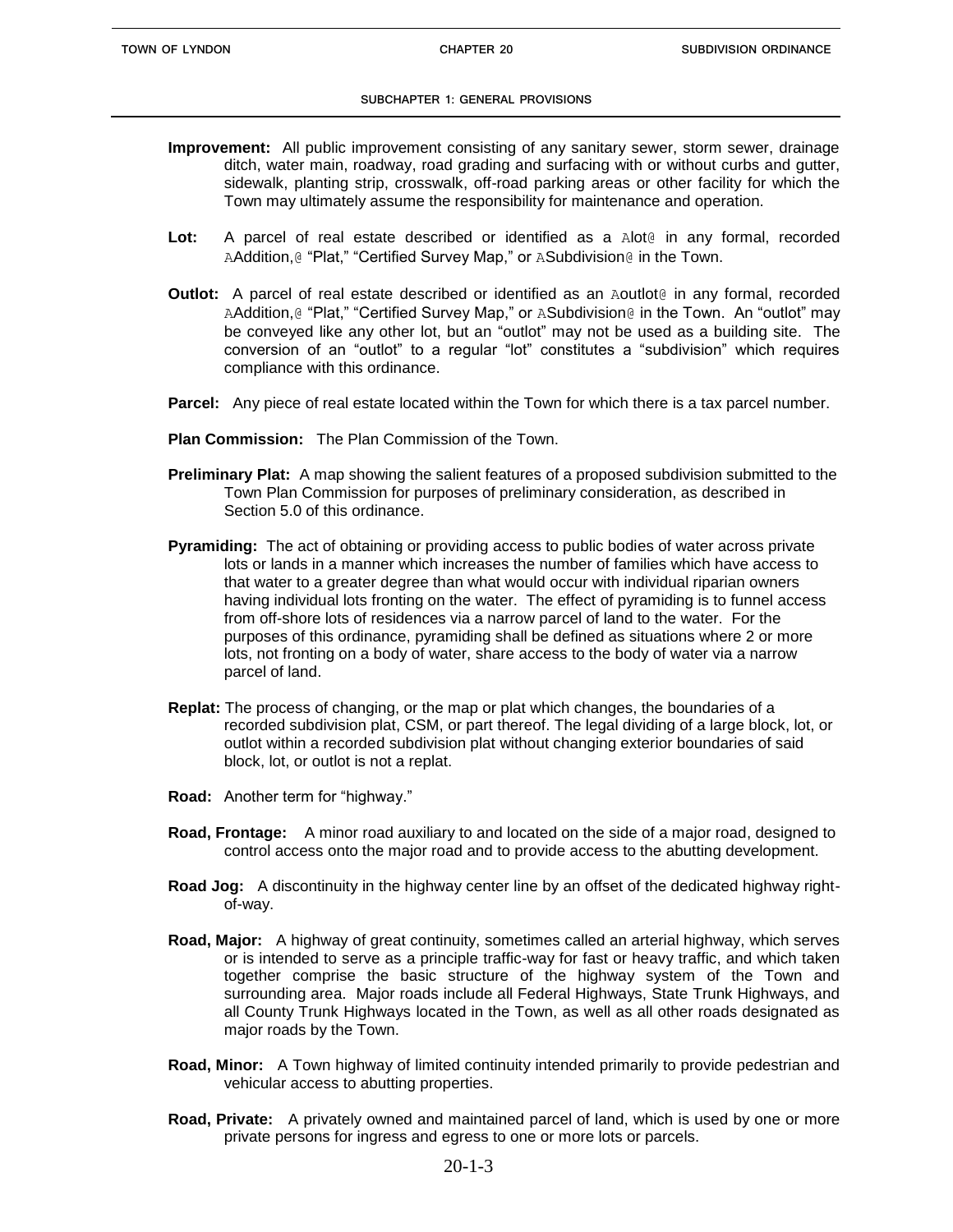**Improvement:** All public improvement consisting of any sanitary sewer, storm sewer, drainage ditch, water main, roadway, road grading and surfacing with or without curbs and gutter, sidewalk, planting strip, crosswalk, off-road parking areas or other facility for which the Town may ultimately assume the responsibility for maintenance and operation.

**Lot:** A parcel of real estate described or identified as a Alot@ in any formal, recorded AAddition,@ "Plat," "Certified Survey Map," or ASubdivision@ in the Town.

**Outlot:** A parcel of real estate described or identified as an Aoutlot@ in any formal, recorded AAddition,@ "Plat," "Certified Survey Map," or ASubdivision@ in the Town. An "outlot" may be conveyed like any other lot, but an "outlot" may not be used as a building site. The conversion of an "outlot" to a regular "lot" constitutes a "subdivision" which requires compliance with this ordinance.

**Parcel:** Any piece of real estate located within the Town for which there is a tax parcel number.

**Plan Commission:** The Plan Commission of the Town.

**Preliminary Plat:** A map showing the salient features of a proposed subdivision submitted to the Town Plan Commission for purposes of preliminary consideration, as described in Section 5.0 of this ordinance.

**Pyramiding:** The act of obtaining or providing access to public bodies of water across private lots or lands in a manner which increases the number of families which have access to that water to a greater degree than what would occur with individual riparian owners having individual lots fronting on the water. The effect of pyramiding is to funnel access from off-shore lots of residences via a narrow parcel of land to the water. For the purposes of this ordinance, pyramiding shall be defined as situations where 2 or more lots, not fronting on a body of water, share access to the body of water via a narrow parcel of land.

**Replat:** The process of changing, or the map or plat which changes, the boundaries of a recorded subdivision plat, CSM, or part thereof. The legal dividing of a large block, lot, or outlot within a recorded subdivision plat without changing exterior boundaries of said block, lot, or outlot is not a replat.

**Road:** Another term for "highway."

**Road, Frontage:** A minor road auxiliary to and located on the side of a major road, designed to control access onto the major road and to provide access to the abutting development.

**Road Jog:** A discontinuity in the highway center line by an offset of the dedicated highway right-of-way.

**Road, Major:** A highway of great continuity, sometimes called an arterial highway, which serves or is intended to serve as a principle traffic-way for fast or heavy traffic, and which taken together comprise the basic structure of the highway system of the Town and surrounding area. Major roads include all Federal Highways, State Trunk Highways, and all County Trunk Highways located in the Town, as well as all other roads designated as major roads by the Town.

**Road, Minor:** A Town highway of limited continuity intended primarily to provide pedestrian and vehicular access to abutting properties.

**Road, Private:** A privately owned and maintained parcel of land, which is used by one or more private persons for ingress and egress to one or more lots or parcels.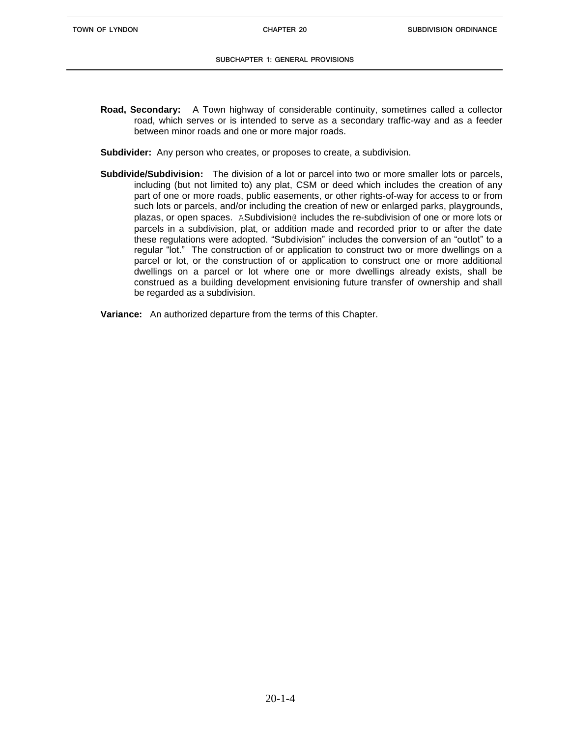**Road, Secondary:** A Town highway of considerable continuity, sometimes called a collector road, which serves or is intended to serve as a secondary traffic-way and as a feeder between minor roads and one or more major roads.

**Subdivider:** Any person who creates, or proposes to create, a subdivision.

**Subdivide/Subdivision:** The division of a lot or parcel into two or more smaller lots or parcels, including (but not limited to) any plat, CSM or deed which includes the creation of any part of one or more roads, public easements, or other rights-of-way for access to or from such lots or parcels, and/or including the creation of new or enlarged parks, playgrounds, plazas, or open spaces. ASubdivision@ includes the re-subdivision of one or more lots or parcels in a subdivision, plat, or addition made and recorded prior to or after the date these regulations were adopted. "Subdivision" includes the conversion of an "outlot" to a regular "lot." The construction of or application to construct two or more dwellings on a parcel or lot, or the construction of or application to construct one or more additional dwellings on a parcel or lot where one or more dwellings already exists, shall be construed as a building development envisioning future transfer of ownership and shall be regarded as a subdivision.

**Variance:** An authorized departure from the terms of this Chapter.